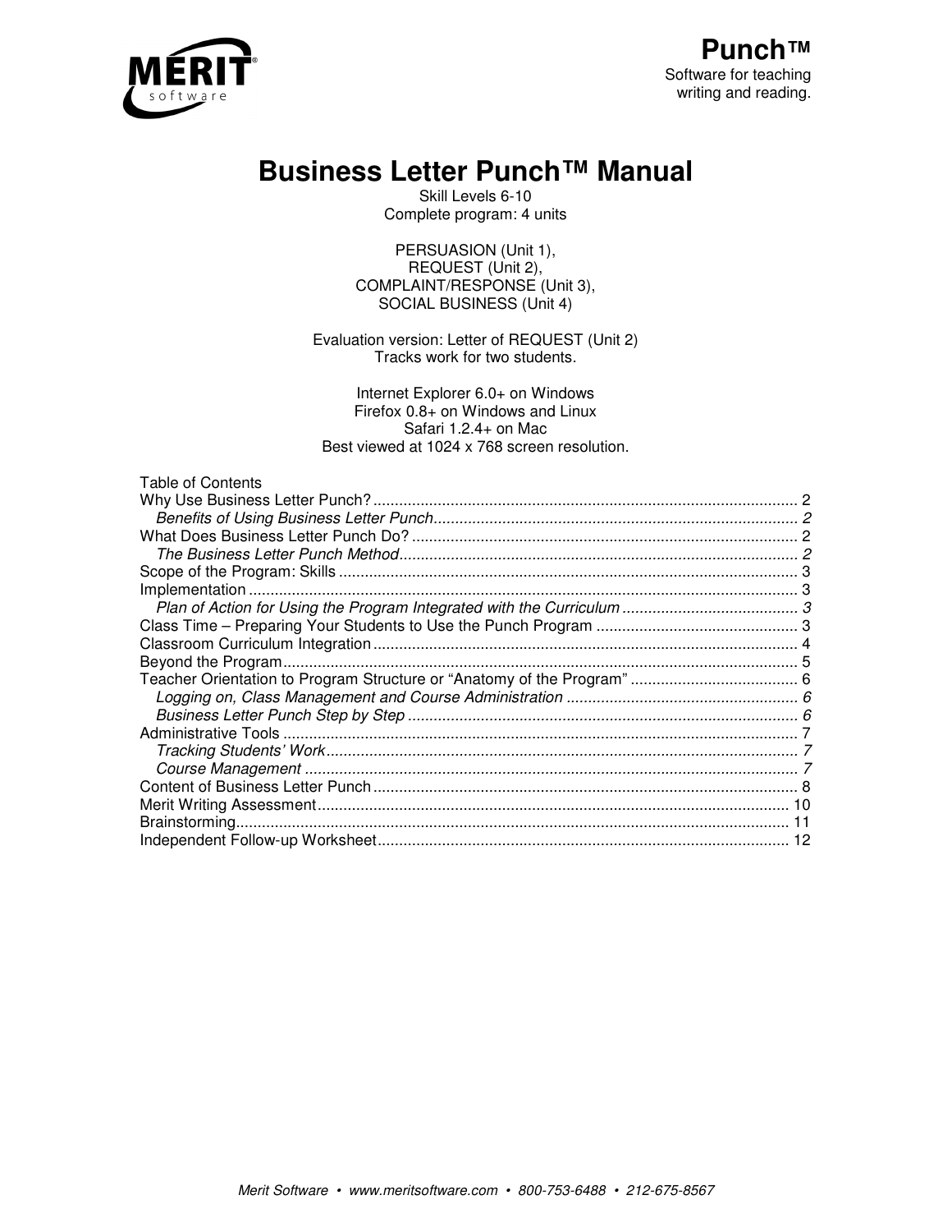**Punch™**

Software for teaching
writing and reading.

# Business Letter Punch™ Manual

Skill Levels 6-10
Complete program: 4 units

PERSUASION (Unit 1),
REQUEST (Unit 2),
COMPLAINT/RESPONSE (Unit 3),
SOCIAL BUSINESS (Unit 4)

Evaluation version: Letter of REQUEST (Unit 2)
Tracks work for two students.

Internet Explorer 6.0+ on Windows
Firefox 0.8+ on Windows and Linux
Safari 1.2.4+ on Mac
Best viewed at 1024 x 768 screen resolution.

Table of Contents

Why Use Business Letter Punch? .......... 2
*Benefits of Using Business Letter Punch* .......... *2*
What Does Business Letter Punch Do? .......... 2
*The Business Letter Punch Method* .......... *2*
Scope of the Program: Skills .......... 3
Implementation .......... 3
*Plan of Action for Using the Program Integrated with the Curriculum* .......... *3*
Class Time – Preparing Your Students to Use the Punch Program .......... 3
Classroom Curriculum Integration .......... 4
Beyond the Program .......... 5
Teacher Orientation to Program Structure or "Anatomy of the Program" .......... 6
*Logging on, Class Management and Course Administration* .......... *6*
*Business Letter Punch Step by Step* .......... *6*
Administrative Tools .......... 7
*Tracking Students' Work* .......... *7*
*Course Management* .......... *7*
Content of Business Letter Punch .......... 8
Merit Writing Assessment .......... 10
Brainstorming .......... 11
Independent Follow-up Worksheet .......... 12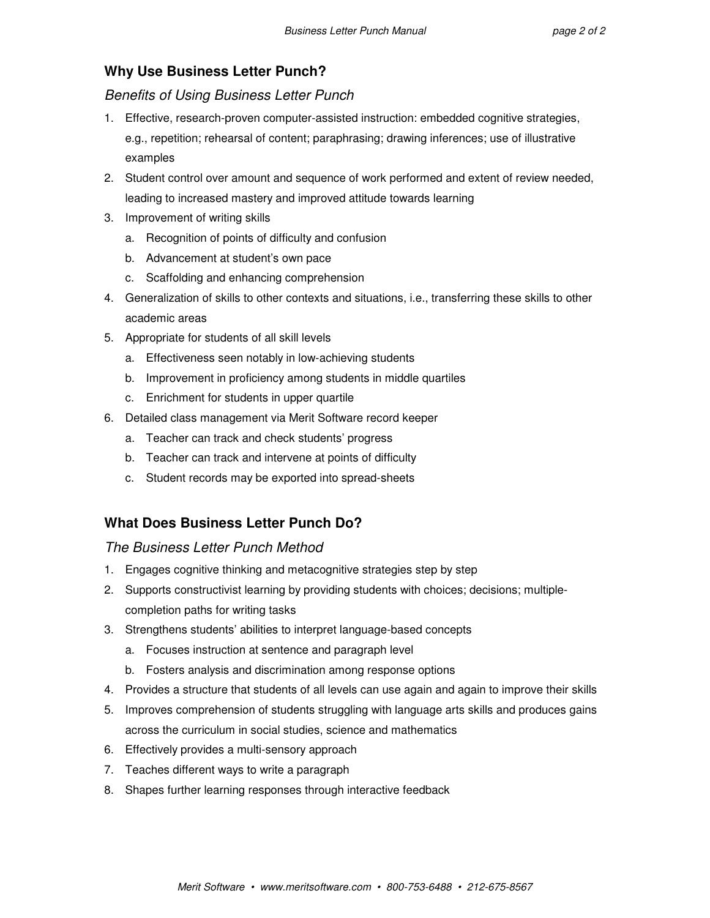## Why Use Business Letter Punch?

### *Benefits of Using Business Letter Punch*

1. Effective, research-proven computer-assisted instruction: embedded cognitive strategies, e.g., repetition; rehearsal of content; paraphrasing; drawing inferences; use of illustrative examples
2. Student control over amount and sequence of work performed and extent of review needed, leading to increased mastery and improved attitude towards learning
3. Improvement of writing skills
   a. Recognition of points of difficulty and confusion
   b. Advancement at student's own pace
   c. Scaffolding and enhancing comprehension
4. Generalization of skills to other contexts and situations, i.e., transferring these skills to other academic areas
5. Appropriate for students of all skill levels
   a. Effectiveness seen notably in low-achieving students
   b. Improvement in proficiency among students in middle quartiles
   c. Enrichment for students in upper quartile
6. Detailed class management via Merit Software record keeper
   a. Teacher can track and check students' progress
   b. Teacher can track and intervene at points of difficulty
   c. Student records may be exported into spread-sheets

## What Does Business Letter Punch Do?

### *The Business Letter Punch Method*

1. Engages cognitive thinking and metacognitive strategies step by step
2. Supports constructivist learning by providing students with choices; decisions; multiple-completion paths for writing tasks
3. Strengthens students' abilities to interpret language-based concepts
   a. Focuses instruction at sentence and paragraph level
   b. Fosters analysis and discrimination among response options
4. Provides a structure that students of all levels can use again and again to improve their skills
5. Improves comprehension of students struggling with language arts skills and produces gains across the curriculum in social studies, science and mathematics
6. Effectively provides a multi-sensory approach
7. Teaches different ways to write a paragraph
8. Shapes further learning responses through interactive feedback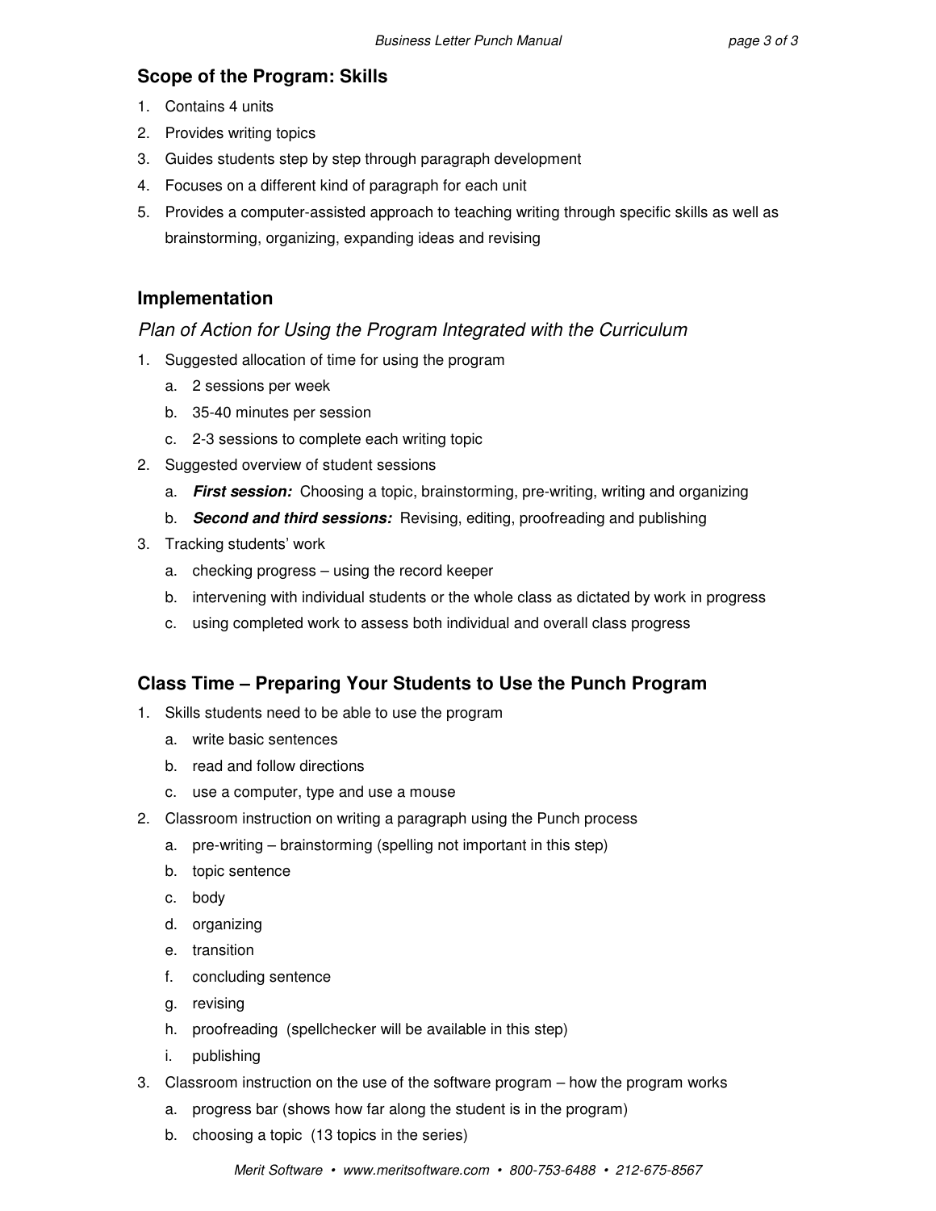## Scope of the Program: Skills

1. Contains 4 units
2. Provides writing topics
3. Guides students step by step through paragraph development
4. Focuses on a different kind of paragraph for each unit
5. Provides a computer-assisted approach to teaching writing through specific skills as well as brainstorming, organizing, expanding ideas and revising

## Implementation

### *Plan of Action for Using the Program Integrated with the Curriculum*

1. Suggested allocation of time for using the program
   a. 2 sessions per week
   b. 35-40 minutes per session
   c. 2-3 sessions to complete each writing topic
2. Suggested overview of student sessions
   a. ***First session:*** Choosing a topic, brainstorming, pre-writing, writing and organizing
   b. ***Second and third sessions:*** Revising, editing, proofreading and publishing
3. Tracking students' work
   a. checking progress – using the record keeper
   b. intervening with individual students or the whole class as dictated by work in progress
   c. using completed work to assess both individual and overall class progress

## Class Time – Preparing Your Students to Use the Punch Program

1. Skills students need to be able to use the program
   a. write basic sentences
   b. read and follow directions
   c. use a computer, type and use a mouse
2. Classroom instruction on writing a paragraph using the Punch process
   a. pre-writing – brainstorming (spelling not important in this step)
   b. topic sentence
   c. body
   d. organizing
   e. transition
   f. concluding sentence
   g. revising
   h. proofreading (spellchecker will be available in this step)
   i. publishing
3. Classroom instruction on the use of the software program – how the program works
   a. progress bar (shows how far along the student is in the program)
   b. choosing a topic (13 topics in the series)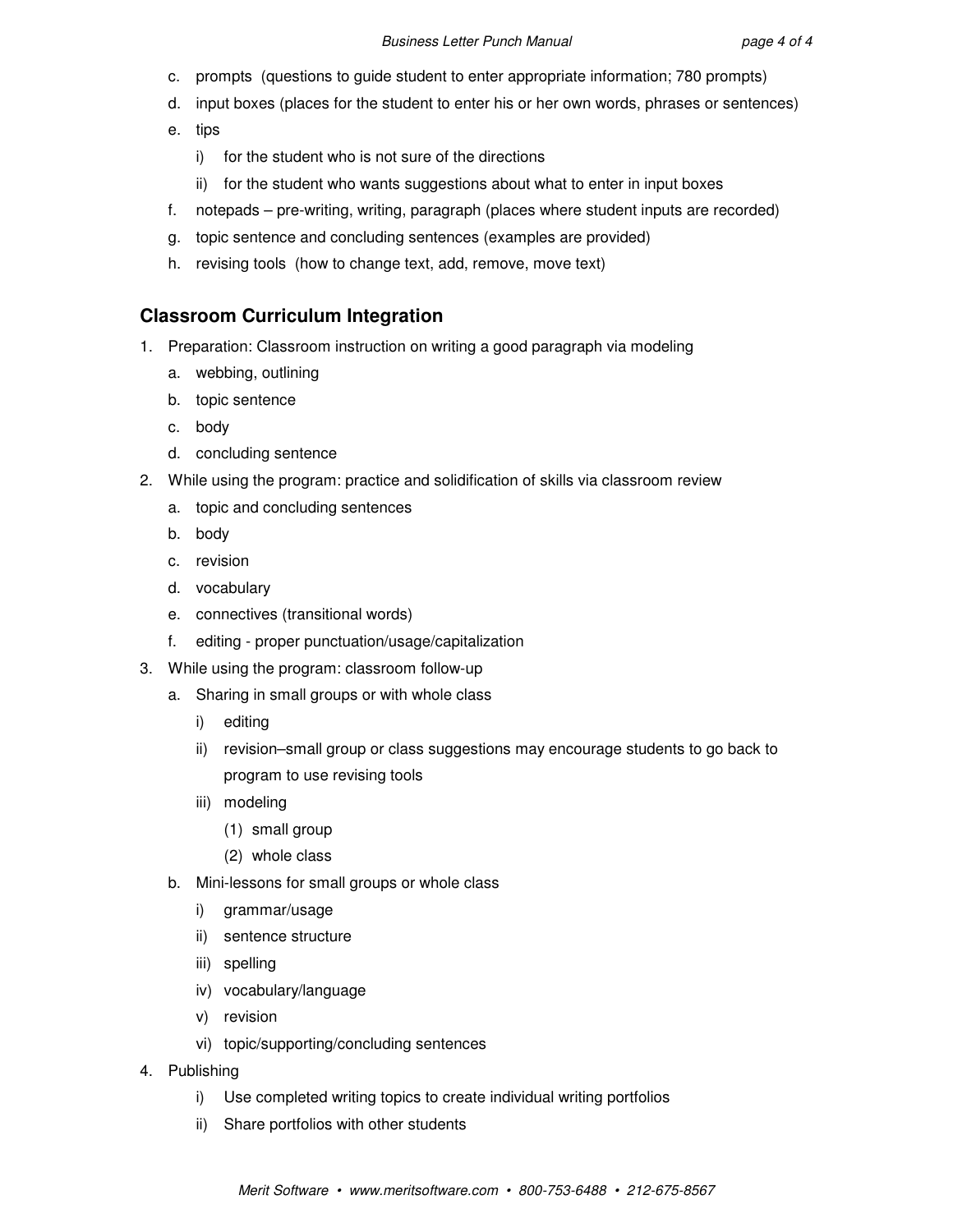c. prompts (questions to guide student to enter appropriate information; 780 prompts)

d. input boxes (places for the student to enter his or her own words, phrases or sentences)

e. tips
   - i) for the student who is not sure of the directions
   - ii) for the student who wants suggestions about what to enter in input boxes

f. notepads – pre-writing, writing, paragraph (places where student inputs are recorded)

g. topic sentence and concluding sentences (examples are provided)

h. revising tools (how to change text, add, remove, move text)

## Classroom Curriculum Integration

1. Preparation: Classroom instruction on writing a good paragraph via modeling
   - a. webbing, outlining
   - b. topic sentence
   - c. body
   - d. concluding sentence
2. While using the program: practice and solidification of skills via classroom review
   - a. topic and concluding sentences
   - b. body
   - c. revision
   - d. vocabulary
   - e. connectives (transitional words)
   - f. editing - proper punctuation/usage/capitalization
3. While using the program: classroom follow-up
   - a. Sharing in small groups or with whole class
     - i) editing
     - ii) revision–small group or class suggestions may encourage students to go back to program to use revising tools
     - iii) modeling
       - (1) small group
       - (2) whole class
   - b. Mini-lessons for small groups or whole class
     - i) grammar/usage
     - ii) sentence structure
     - iii) spelling
     - iv) vocabulary/language
     - v) revision
     - vi) topic/supporting/concluding sentences
4. Publishing
   - i) Use completed writing topics to create individual writing portfolios
   - ii) Share portfolios with other students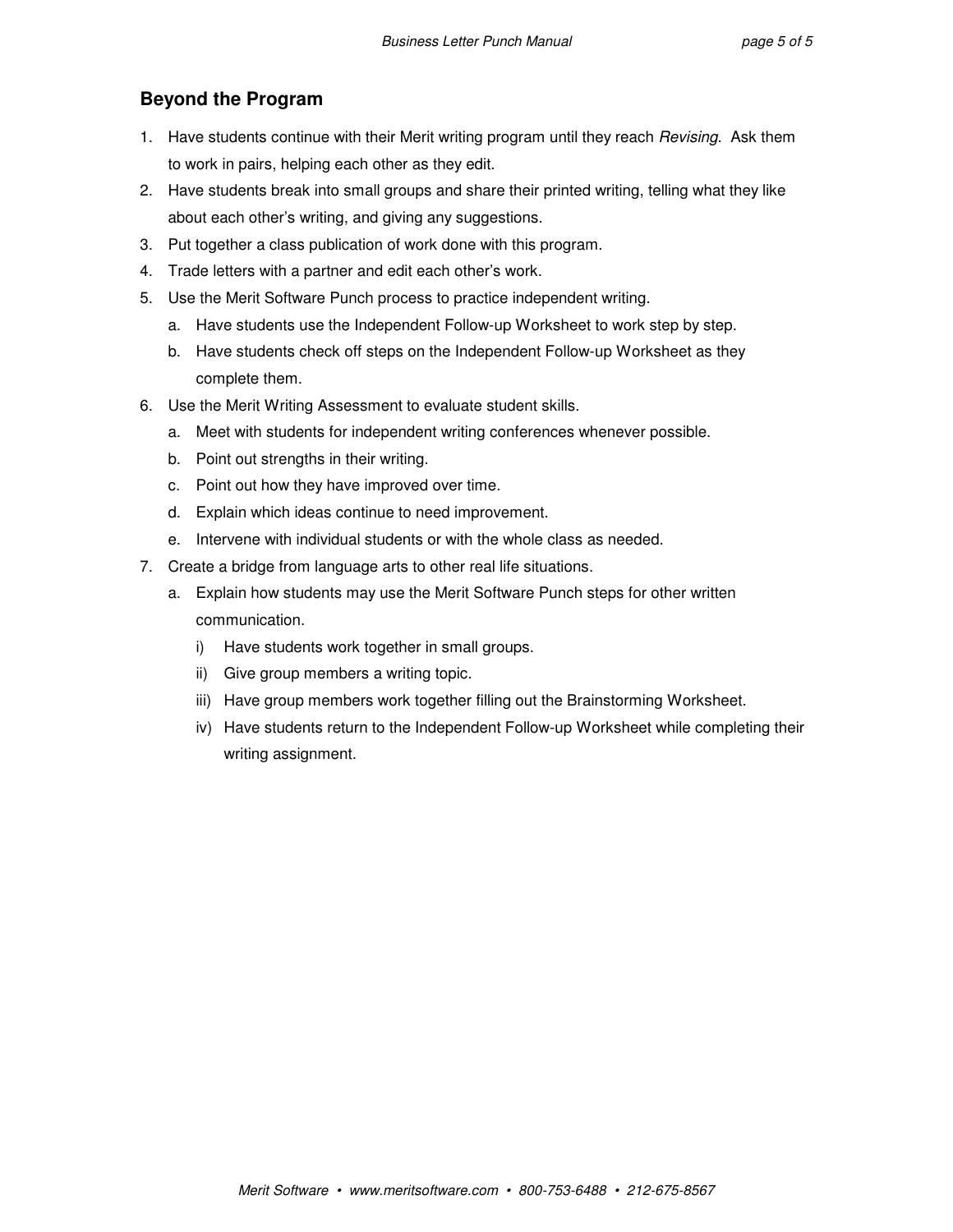## Beyond the Program

1. Have students continue with their Merit writing program until they reach *Revising*. Ask them to work in pairs, helping each other as they edit.
2. Have students break into small groups and share their printed writing, telling what they like about each other's writing, and giving any suggestions.
3. Put together a class publication of work done with this program.
4. Trade letters with a partner and edit each other's work.
5. Use the Merit Software Punch process to practice independent writing.
   a. Have students use the Independent Follow-up Worksheet to work step by step.
   b. Have students check off steps on the Independent Follow-up Worksheet as they complete them.
6. Use the Merit Writing Assessment to evaluate student skills.
   a. Meet with students for independent writing conferences whenever possible.
   b. Point out strengths in their writing.
   c. Point out how they have improved over time.
   d. Explain which ideas continue to need improvement.
   e. Intervene with individual students or with the whole class as needed.
7. Create a bridge from language arts to other real life situations.
   a. Explain how students may use the Merit Software Punch steps for other written communication.
      i) Have students work together in small groups.
      ii) Give group members a writing topic.
      iii) Have group members work together filling out the Brainstorming Worksheet.
      iv) Have students return to the Independent Follow-up Worksheet while completing their writing assignment.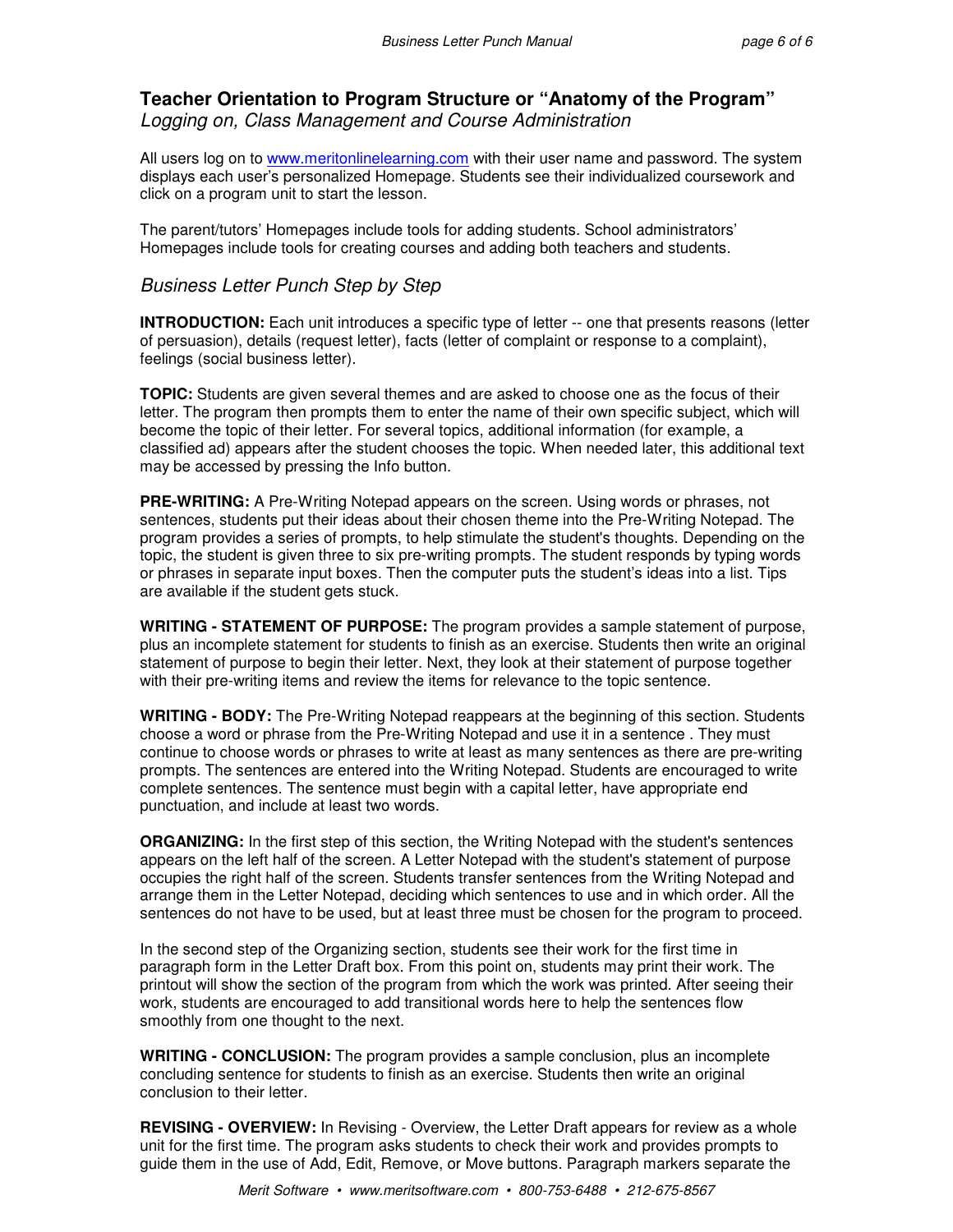## Teacher Orientation to Program Structure or "Anatomy of the Program"

*Logging on, Class Management and Course Administration*

All users log on to www.meritonlinelearning.com with their user name and password. The system displays each user's personalized Homepage. Students see their individualized coursework and click on a program unit to start the lesson.

The parent/tutors' Homepages include tools for adding students. School administrators' Homepages include tools for creating courses and adding both teachers and students.

### *Business Letter Punch Step by Step*

**INTRODUCTION:** Each unit introduces a specific type of letter -- one that presents reasons (letter of persuasion), details (request letter), facts (letter of complaint or response to a complaint), feelings (social business letter).

**TOPIC:** Students are given several themes and are asked to choose one as the focus of their letter. The program then prompts them to enter the name of their own specific subject, which will become the topic of their letter. For several topics, additional information (for example, a classified ad) appears after the student chooses the topic. When needed later, this additional text may be accessed by pressing the Info button.

**PRE-WRITING:** A Pre-Writing Notepad appears on the screen. Using words or phrases, not sentences, students put their ideas about their chosen theme into the Pre-Writing Notepad. The program provides a series of prompts, to help stimulate the student's thoughts. Depending on the topic, the student is given three to six pre-writing prompts. The student responds by typing words or phrases in separate input boxes. Then the computer puts the student's ideas into a list. Tips are available if the student gets stuck.

**WRITING - STATEMENT OF PURPOSE:** The program provides a sample statement of purpose, plus an incomplete statement for students to finish as an exercise. Students then write an original statement of purpose to begin their letter. Next, they look at their statement of purpose together with their pre-writing items and review the items for relevance to the topic sentence.

**WRITING - BODY:** The Pre-Writing Notepad reappears at the beginning of this section. Students choose a word or phrase from the Pre-Writing Notepad and use it in a sentence . They must continue to choose words or phrases to write at least as many sentences as there are pre-writing prompts. The sentences are entered into the Writing Notepad. Students are encouraged to write complete sentences. The sentence must begin with a capital letter, have appropriate end punctuation, and include at least two words.

**ORGANIZING:** In the first step of this section, the Writing Notepad with the student's sentences appears on the left half of the screen. A Letter Notepad with the student's statement of purpose occupies the right half of the screen. Students transfer sentences from the Writing Notepad and arrange them in the Letter Notepad, deciding which sentences to use and in which order. All the sentences do not have to be used, but at least three must be chosen for the program to proceed.

In the second step of the Organizing section, students see their work for the first time in paragraph form in the Letter Draft box. From this point on, students may print their work. The printout will show the section of the program from which the work was printed. After seeing their work, students are encouraged to add transitional words here to help the sentences flow smoothly from one thought to the next.

**WRITING - CONCLUSION:** The program provides a sample conclusion, plus an incomplete concluding sentence for students to finish as an exercise. Students then write an original conclusion to their letter.

**REVISING - OVERVIEW:** In Revising - Overview, the Letter Draft appears for review as a whole unit for the first time. The program asks students to check their work and provides prompts to guide them in the use of Add, Edit, Remove, or Move buttons. Paragraph markers separate the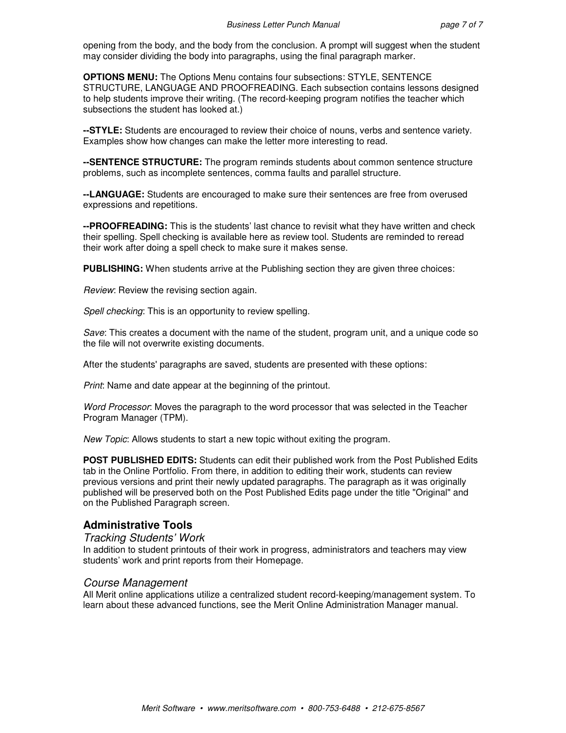opening from the body, and the body from the conclusion. A prompt will suggest when the student may consider dividing the body into paragraphs, using the final paragraph marker.

**OPTIONS MENU:** The Options Menu contains four subsections: STYLE, SENTENCE STRUCTURE, LANGUAGE AND PROOFREADING. Each subsection contains lessons designed to help students improve their writing. (The record-keeping program notifies the teacher which subsections the student has looked at.)

**--STYLE:** Students are encouraged to review their choice of nouns, verbs and sentence variety. Examples show how changes can make the letter more interesting to read.

**--SENTENCE STRUCTURE:** The program reminds students about common sentence structure problems, such as incomplete sentences, comma faults and parallel structure.

**--LANGUAGE:** Students are encouraged to make sure their sentences are free from overused expressions and repetitions.

**--PROOFREADING:** This is the students' last chance to revisit what they have written and check their spelling. Spell checking is available here as review tool. Students are reminded to reread their work after doing a spell check to make sure it makes sense.

**PUBLISHING:** When students arrive at the Publishing section they are given three choices:

*Review*: Review the revising section again.

*Spell checking*: This is an opportunity to review spelling.

*Save*: This creates a document with the name of the student, program unit, and a unique code so the file will not overwrite existing documents.

After the students' paragraphs are saved, students are presented with these options:

*Print*: Name and date appear at the beginning of the printout.

*Word Processor*: Moves the paragraph to the word processor that was selected in the Teacher Program Manager (TPM).

*New Topic*: Allows students to start a new topic without exiting the program.

**POST PUBLISHED EDITS:** Students can edit their published work from the Post Published Edits tab in the Online Portfolio. From there, in addition to editing their work, students can review previous versions and print their newly updated paragraphs. The paragraph as it was originally published will be preserved both on the Post Published Edits page under the title "Original" and on the Published Paragraph screen.

## Administrative Tools

### *Tracking Students' Work*

In addition to student printouts of their work in progress, administrators and teachers may view students' work and print reports from their Homepage.

### *Course Management*

All Merit online applications utilize a centralized student record-keeping/management system. To learn about these advanced functions, see the Merit Online Administration Manager manual.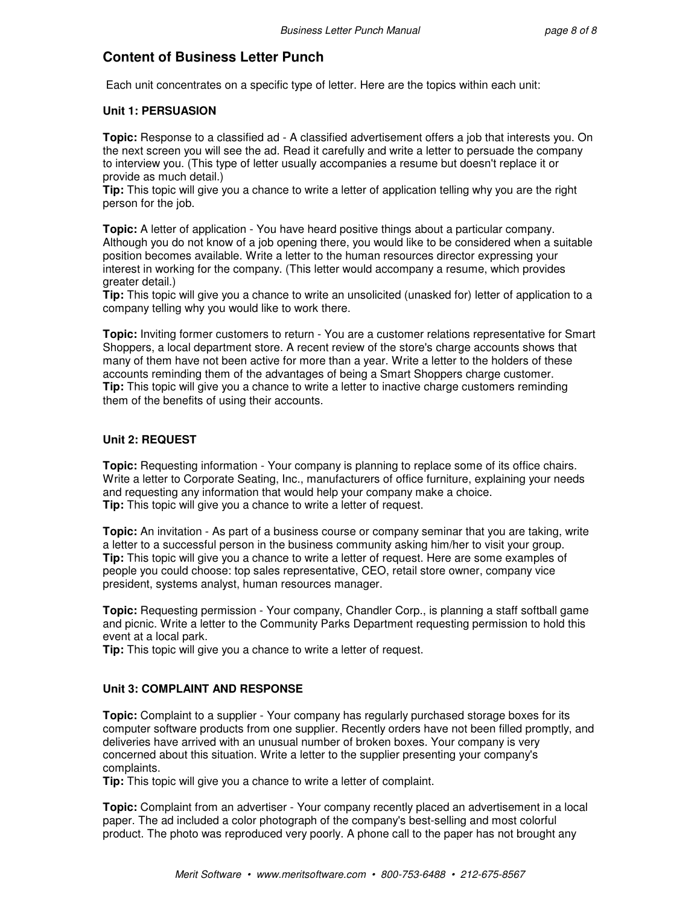## Content of Business Letter Punch

Each unit concentrates on a specific type of letter. Here are the topics within each unit:

**Unit 1: PERSUASION**

**Topic:** Response to a classified ad - A classified advertisement offers a job that interests you. On the next screen you will see the ad. Read it carefully and write a letter to persuade the company to interview you. (This type of letter usually accompanies a resume but doesn't replace it or provide as much detail.)
**Tip:** This topic will give you a chance to write a letter of application telling why you are the right person for the job.

**Topic:** A letter of application - You have heard positive things about a particular company. Although you do not know of a job opening there, you would like to be considered when a suitable position becomes available. Write a letter to the human resources director expressing your interest in working for the company. (This letter would accompany a resume, which provides greater detail.)
**Tip:** This topic will give you a chance to write an unsolicited (unasked for) letter of application to a company telling why you would like to work there.

**Topic:** Inviting former customers to return - You are a customer relations representative for Smart Shoppers, a local department store. A recent review of the store's charge accounts shows that many of them have not been active for more than a year. Write a letter to the holders of these accounts reminding them of the advantages of being a Smart Shoppers charge customer.
**Tip:** This topic will give you a chance to write a letter to inactive charge customers reminding them of the benefits of using their accounts.

**Unit 2: REQUEST**

**Topic:** Requesting information - Your company is planning to replace some of its office chairs. Write a letter to Corporate Seating, Inc., manufacturers of office furniture, explaining your needs and requesting any information that would help your company make a choice.
**Tip:** This topic will give you a chance to write a letter of request.

**Topic:** An invitation - As part of a business course or company seminar that you are taking, write a letter to a successful person in the business community asking him/her to visit your group.
**Tip:** This topic will give you a chance to write a letter of request. Here are some examples of people you could choose: top sales representative, CEO, retail store owner, company vice president, systems analyst, human resources manager.

**Topic:** Requesting permission - Your company, Chandler Corp., is planning a staff softball game and picnic. Write a letter to the Community Parks Department requesting permission to hold this event at a local park.
**Tip:** This topic will give you a chance to write a letter of request.

**Unit 3: COMPLAINT AND RESPONSE**

**Topic:** Complaint to a supplier - Your company has regularly purchased storage boxes for its computer software products from one supplier. Recently orders have not been filled promptly, and deliveries have arrived with an unusual number of broken boxes. Your company is very concerned about this situation. Write a letter to the supplier presenting your company's complaints.
**Tip:** This topic will give you a chance to write a letter of complaint.

**Topic:** Complaint from an advertiser - Your company recently placed an advertisement in a local paper. The ad included a color photograph of the company's best-selling and most colorful product. The photo was reproduced very poorly. A phone call to the paper has not brought any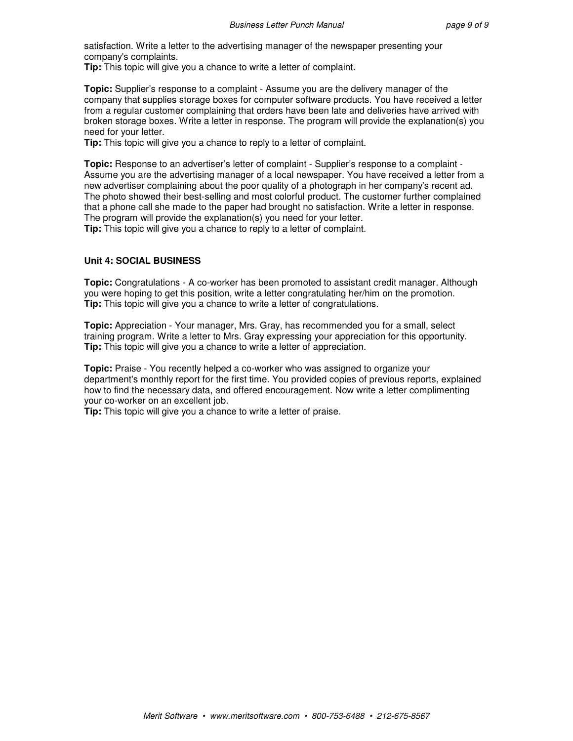satisfaction. Write a letter to the advertising manager of the newspaper presenting your company's complaints.
**Tip:** This topic will give you a chance to write a letter of complaint.

**Topic:** Supplier's response to a complaint - Assume you are the delivery manager of the company that supplies storage boxes for computer software products. You have received a letter from a regular customer complaining that orders have been late and deliveries have arrived with broken storage boxes. Write a letter in response. The program will provide the explanation(s) you need for your letter.
**Tip:** This topic will give you a chance to reply to a letter of complaint.

**Topic:** Response to an advertiser's letter of complaint - Supplier's response to a complaint - Assume you are the advertising manager of a local newspaper. You have received a letter from a new advertiser complaining about the poor quality of a photograph in her company's recent ad. The photo showed their best-selling and most colorful product. The customer further complained that a phone call she made to the paper had brought no satisfaction. Write a letter in response. The program will provide the explanation(s) you need for your letter.
**Tip:** This topic will give you a chance to reply to a letter of complaint.

## Unit 4: SOCIAL BUSINESS

**Topic:** Congratulations - A co-worker has been promoted to assistant credit manager. Although you were hoping to get this position, write a letter congratulating her/him on the promotion.
**Tip:** This topic will give you a chance to write a letter of congratulations.

**Topic:** Appreciation - Your manager, Mrs. Gray, has recommended you for a small, select training program. Write a letter to Mrs. Gray expressing your appreciation for this opportunity.
**Tip:** This topic will give you a chance to write a letter of appreciation.

**Topic:** Praise - You recently helped a co-worker who was assigned to organize your department's monthly report for the first time. You provided copies of previous reports, explained how to find the necessary data, and offered encouragement. Now write a letter complimenting your co-worker on an excellent job.
**Tip:** This topic will give you a chance to write a letter of praise.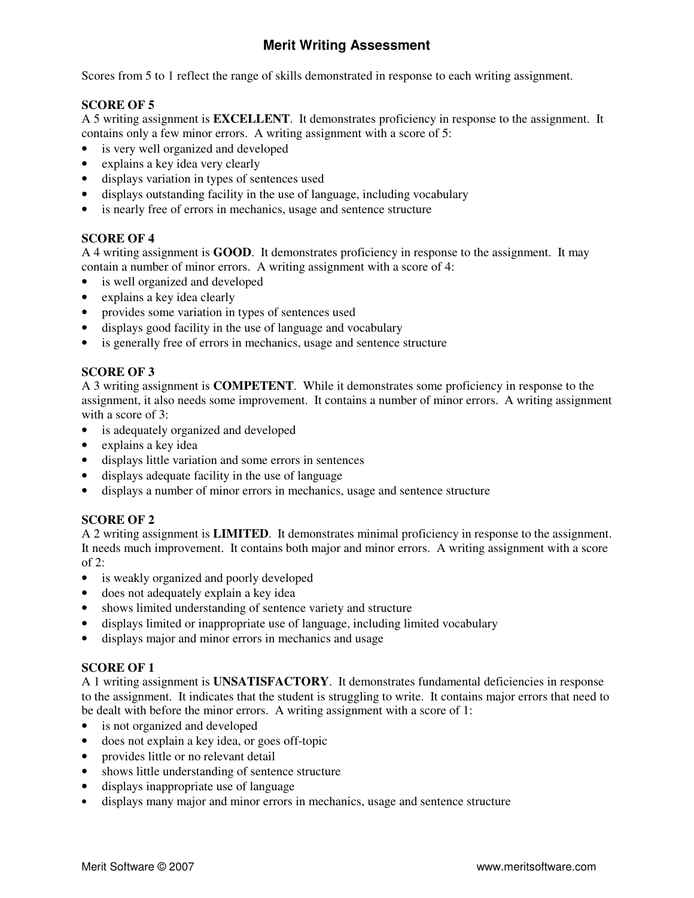# Merit Writing Assessment

Scores from 5 to 1 reflect the range of skills demonstrated in response to each writing assignment.

### SCORE OF 5

A 5 writing assignment is **EXCELLENT**. It demonstrates proficiency in response to the assignment. It contains only a few minor errors. A writing assignment with a score of 5:

- is very well organized and developed
- explains a key idea very clearly
- displays variation in types of sentences used
- displays outstanding facility in the use of language, including vocabulary
- is nearly free of errors in mechanics, usage and sentence structure

### SCORE OF 4

A 4 writing assignment is **GOOD**. It demonstrates proficiency in response to the assignment. It may contain a number of minor errors. A writing assignment with a score of 4:

- is well organized and developed
- explains a key idea clearly
- provides some variation in types of sentences used
- displays good facility in the use of language and vocabulary
- is generally free of errors in mechanics, usage and sentence structure

### SCORE OF 3

A 3 writing assignment is **COMPETENT**. While it demonstrates some proficiency in response to the assignment, it also needs some improvement. It contains a number of minor errors. A writing assignment with a score of 3:

- is adequately organized and developed
- explains a key idea
- displays little variation and some errors in sentences
- displays adequate facility in the use of language
- displays a number of minor errors in mechanics, usage and sentence structure

### SCORE OF 2

A 2 writing assignment is **LIMITED**. It demonstrates minimal proficiency in response to the assignment. It needs much improvement. It contains both major and minor errors. A writing assignment with a score of 2:

- is weakly organized and poorly developed
- does not adequately explain a key idea
- shows limited understanding of sentence variety and structure
- displays limited or inappropriate use of language, including limited vocabulary
- displays major and minor errors in mechanics and usage

### SCORE OF 1

A 1 writing assignment is **UNSATISFACTORY**. It demonstrates fundamental deficiencies in response to the assignment. It indicates that the student is struggling to write. It contains major errors that need to be dealt with before the minor errors. A writing assignment with a score of 1:

- is not organized and developed
- does not explain a key idea, or goes off-topic
- provides little or no relevant detail
- shows little understanding of sentence structure
- displays inappropriate use of language
- displays many major and minor errors in mechanics, usage and sentence structure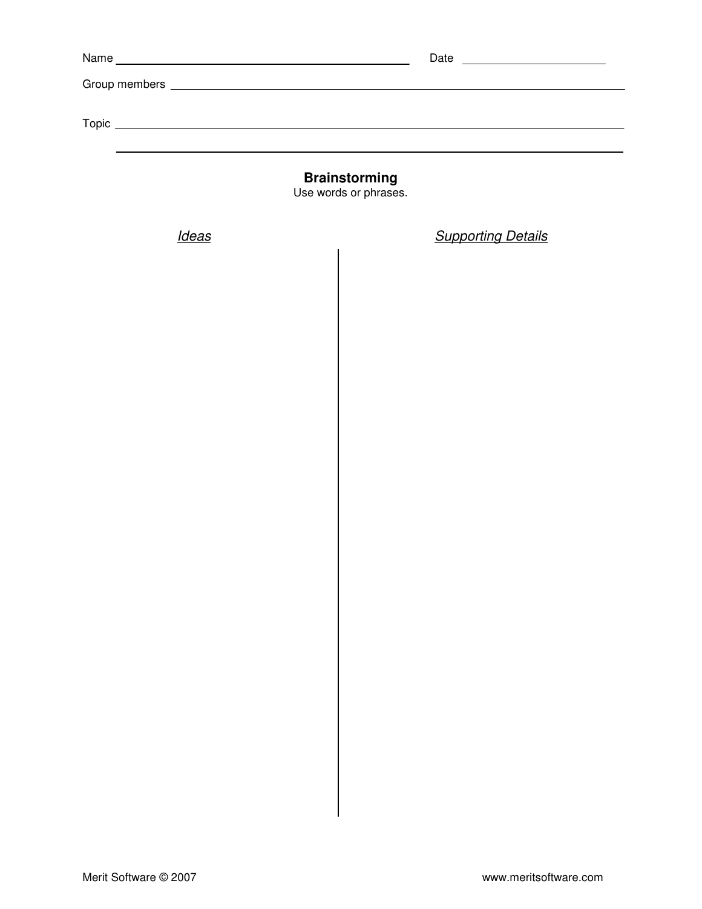Name ______________________________ Date ______________

Group members ______________________________________________

Topic ______________________________________________________

____________________________________________________________

## Brainstorming

Use words or phrases.

| *Ideas* | *Supporting Details* |
| --- | --- |
| | |

Merit Software © 2007 www.meritsoftware.com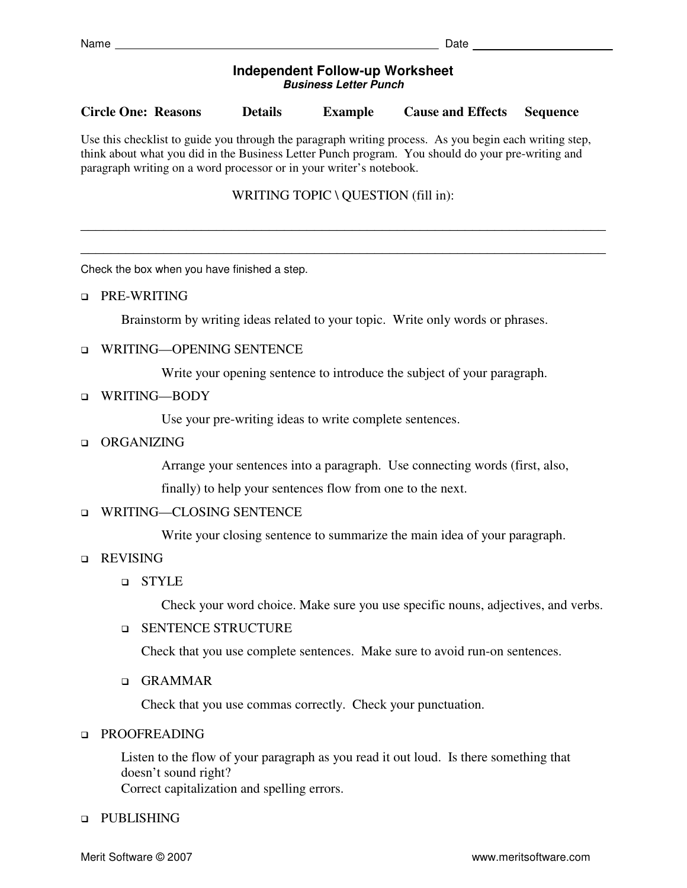Name ______________________________________________________ Date ______________________

# Independent Follow-up Worksheet

***Business Letter Punch***

**Circle One: Reasons  Details  Example  Cause and Effects  Sequence**

Use this checklist to guide you through the paragraph writing process. As you begin each writing step, think about what you did in the Business Letter Punch program. You should do your pre-writing and paragraph writing on a word processor or in your writer's notebook.

WRITING TOPIC \ QUESTION (fill in):

_______________________________________________________________________________

_______________________________________________________________________________

Check the box when you have finished a step.

- ❑ PRE-WRITING

  Brainstorm by writing ideas related to your topic. Write only words or phrases.

- ❑ WRITING—OPENING SENTENCE

  Write your opening sentence to introduce the subject of your paragraph.

- ❑ WRITING—BODY

  Use your pre-writing ideas to write complete sentences.

- ❑ ORGANIZING

  Arrange your sentences into a paragraph. Use connecting words (first, also, finally) to help your sentences flow from one to the next.

- ❑ WRITING—CLOSING SENTENCE

  Write your closing sentence to summarize the main idea of your paragraph.

- ❑ REVISING
  - ❑ STYLE

    Check your word choice. Make sure you use specific nouns, adjectives, and verbs.

  - ❑ SENTENCE STRUCTURE

    Check that you use complete sentences. Make sure to avoid run-on sentences.

  - ❑ GRAMMAR

    Check that you use commas correctly. Check your punctuation.

- ❑ PROOFREADING

  Listen to the flow of your paragraph as you read it out loud. Is there something that doesn't sound right?
  Correct capitalization and spelling errors.

- ❑ PUBLISHING

Merit Software © 2007    www.meritsoftware.com